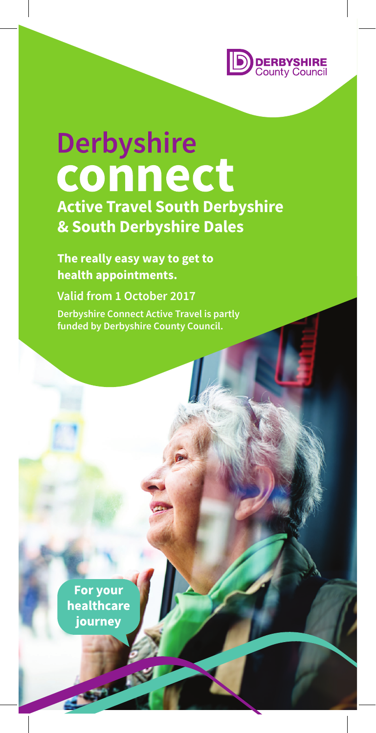DERBYSHIRE
County Council

# Derbyshire connect

## Active Travel South Derbyshire & South Derbyshire Dales

**The really easy way to get to health appointments.**

**Valid from 1 October 2017**

**Derbyshire Connect Active Travel is partly funded by Derbyshire County Council.**

**For your healthcare journey**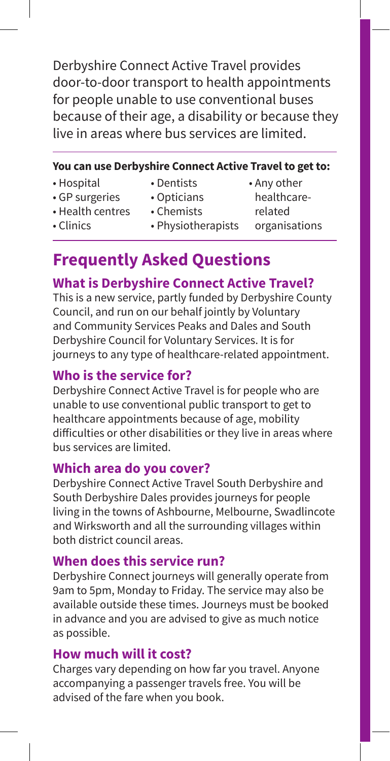Derbyshire Connect Active Travel provides door-to-door transport to health appointments for people unable to use conventional buses because of their age, a disability or because they live in areas where bus services are limited.

**You can use Derbyshire Connect Active Travel to get to:**

- Hospital
- GP surgeries
- Health centres
- Clinics
- Dentists
- Opticians
- Chemists
- Physiotherapists
- Any other healthcare-related organisations

## Frequently Asked Questions

### What is Derbyshire Connect Active Travel?

This is a new service, partly funded by Derbyshire County Council, and run on our behalf jointly by Voluntary and Community Services Peaks and Dales and South Derbyshire Council for Voluntary Services. It is for journeys to any type of healthcare-related appointment.

### Who is the service for?

Derbyshire Connect Active Travel is for people who are unable to use conventional public transport to get to healthcare appointments because of age, mobility difficulties or other disabilities or they live in areas where bus services are limited.

### Which area do you cover?

Derbyshire Connect Active Travel South Derbyshire and South Derbyshire Dales provides journeys for people living in the towns of Ashbourne, Melbourne, Swadlincote and Wirksworth and all the surrounding villages within both district council areas.

### When does this service run?

Derbyshire Connect journeys will generally operate from 9am to 5pm, Monday to Friday. The service may also be available outside these times. Journeys must be booked in advance and you are advised to give as much notice as possible.

### How much will it cost?

Charges vary depending on how far you travel. Anyone accompanying a passenger travels free. You will be advised of the fare when you book.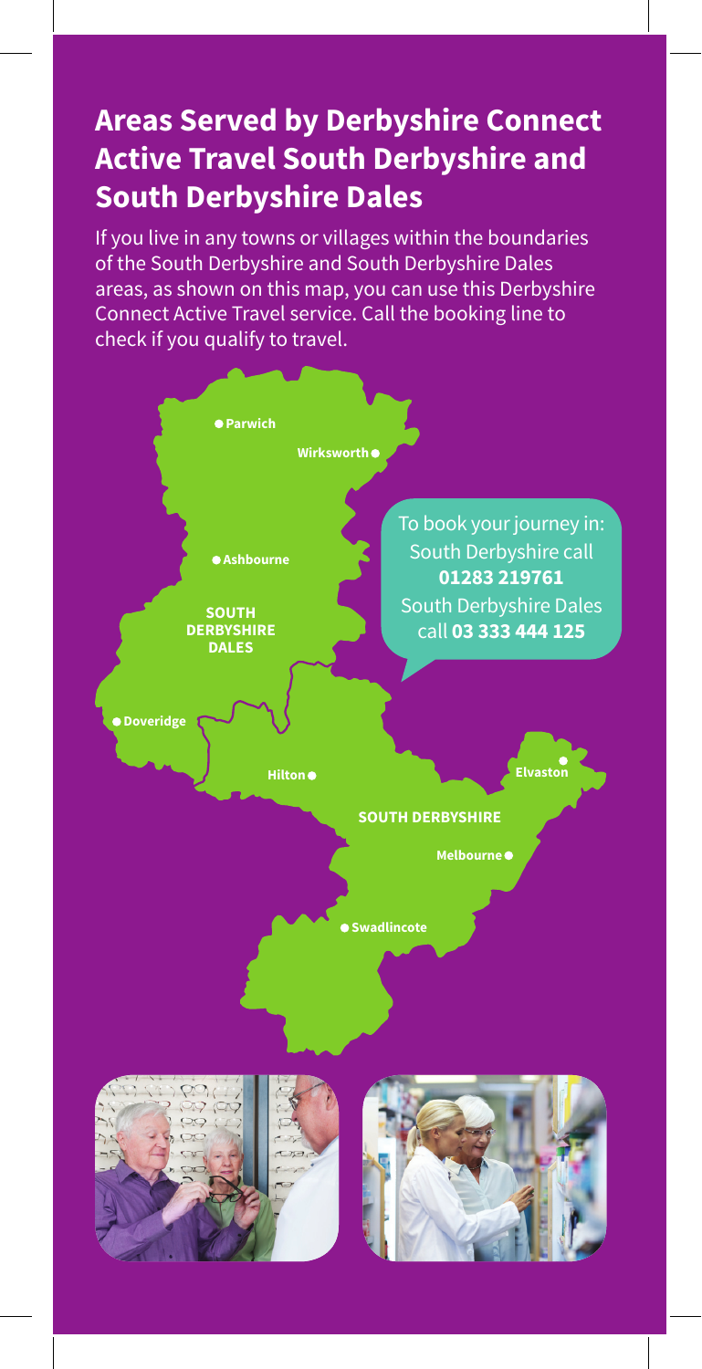## Areas Served by Derbyshire Connect Active Travel South Derbyshire and South Derbyshire Dales

If you live in any towns or villages within the boundaries of the South Derbyshire and South Derbyshire Dales areas, as shown on this map, you can use this Derbyshire Connect Active Travel service. Call the booking line to check if you qualify to travel.

Parwich

Wirksworth

Ashbourne

**SOUTH DERBYSHIRE DALES**

Doveridge

Hilton

Elvaston

**SOUTH DERBYSHIRE**

Melbourne

Swadlincote

To book your journey in:
South Derbyshire call **01283 219761**
South Derbyshire Dales call **03 333 444 125**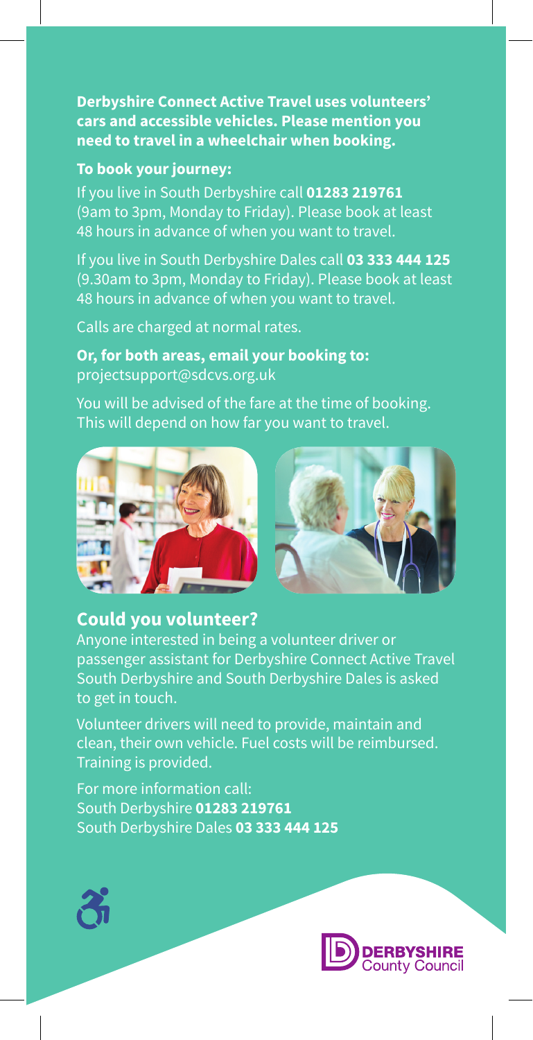**Derbyshire Connect Active Travel uses volunteers' cars and accessible vehicles. Please mention you need to travel in a wheelchair when booking.**

**To book your journey:**

If you live in South Derbyshire call **01283 219761** (9am to 3pm, Monday to Friday). Please book at least 48 hours in advance of when you want to travel.

If you live in South Derbyshire Dales call **03 333 444 125** (9.30am to 3pm, Monday to Friday). Please book at least 48 hours in advance of when you want to travel.

Calls are charged at normal rates.

**Or, for both areas, email your booking to:**
projectsupport@sdcvs.org.uk

You will be advised of the fare at the time of booking. This will depend on how far you want to travel.

## Could you volunteer?

Anyone interested in being a volunteer driver or passenger assistant for Derbyshire Connect Active Travel South Derbyshire and South Derbyshire Dales is asked to get in touch.

Volunteer drivers will need to provide, maintain and clean, their own vehicle. Fuel costs will be reimbursed. Training is provided.

For more information call:
South Derbyshire **01283 219761**
South Derbyshire Dales **03 333 444 125**

DERBYSHIRE County Council